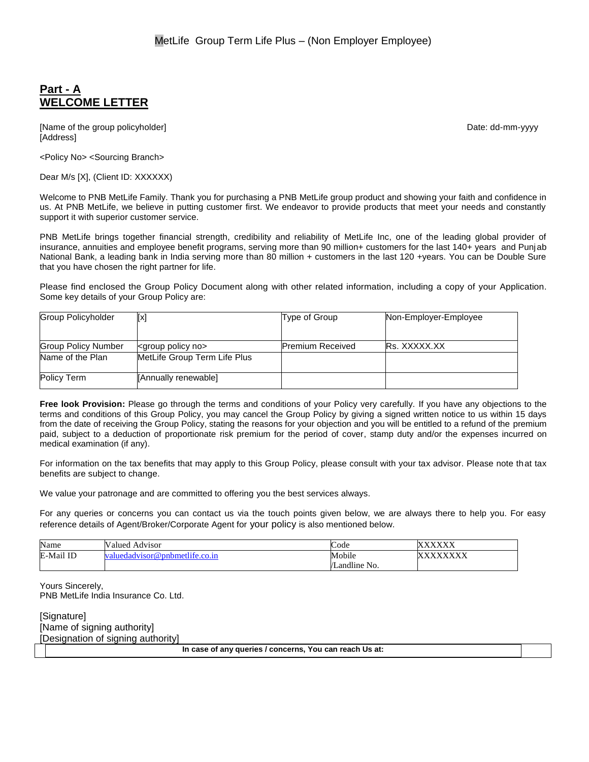MetLife Group Term Life Plus – (Non Employer Employee)

## Part - A
## WELCOME LETTER

[Name of the group policyholder]
[Address]

Date: dd-mm-yyyy

<Policy No> <Sourcing Branch>

Dear M/s [X], (Client ID: XXXXXX)

Welcome to PNB MetLife Family. Thank you for purchasing a PNB MetLife group product and showing your faith and confidence in us. At PNB MetLife, we believe in putting customer first. We endeavor to provide products that meet your needs and constantly support it with superior customer service.

PNB MetLife brings together financial strength, credibility and reliability of MetLife Inc, one of the leading global provider of insurance, annuities and employee benefit programs, serving more than 90 million+ customers for the last 140+ years and Punjab National Bank, a leading bank in India serving more than 80 million + customers in the last 120 +years. You can be Double Sure that you have chosen the right partner for life.

Please find enclosed the Group Policy Document along with other related information, including a copy of your Application. Some key details of your Group Policy are:

| Group Policyholder | [x] | Type of Group | Non-Employer-Employee |
|---|---|---|---|
| Group Policy Number | <group policy no> | Premium Received | Rs. XXXXX.XX |
| Name of the Plan | MetLife Group Term Life Plus | | |
| Policy Term | [Annually renewable] | | |

**Free look Provision:** Please go through the terms and conditions of your Policy very carefully. If you have any objections to the terms and conditions of this Group Policy, you may cancel the Group Policy by giving a signed written notice to us within 15 days from the date of receiving the Group Policy, stating the reasons for your objection and you will be entitled to a refund of the premium paid, subject to a deduction of proportionate risk premium for the period of cover, stamp duty and/or the expenses incurred on medical examination (if any).

For information on the tax benefits that may apply to this Group Policy, please consult with your tax advisor. Please note that tax benefits are subject to change.

We value your patronage and are committed to offering you the best services always.

For any queries or concerns you can contact us via the touch points given below, we are always there to help you. For easy reference details of Agent/Broker/Corporate Agent for your policy is also mentioned below.

| Name | Valued Advisor | Code | XXXXXX |
|---|---|---|---|
| E-Mail ID | valuedadvisor@pnbmetlife.co.in | Mobile /Landline No. | XXXXXXXX |

Yours Sincerely,
PNB MetLife India Insurance Co. Ltd.

[Signature]
[Name of signing authority]
[Designation of signing authority]

**In case of any queries / concerns, You can reach Us at:**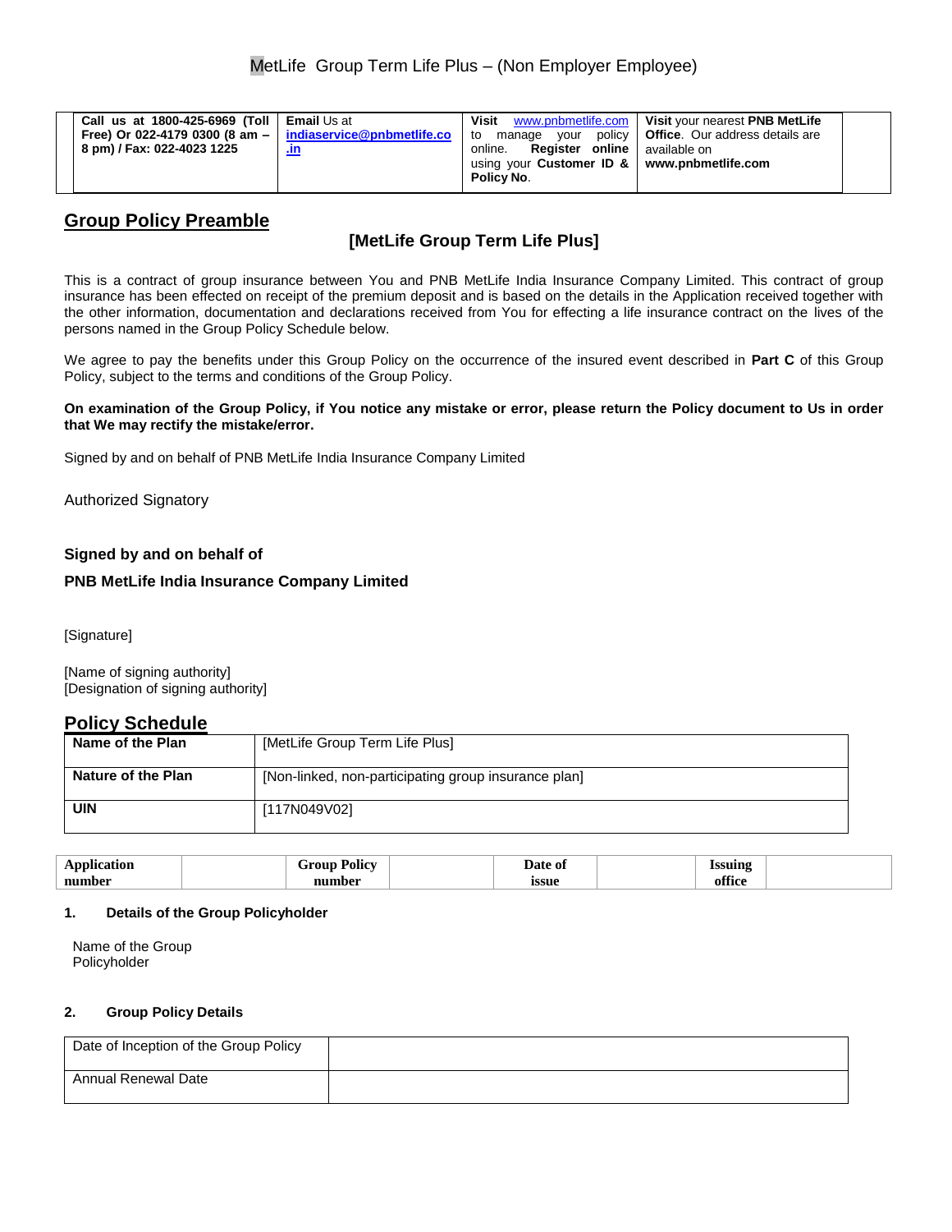MetLife Group Term Life Plus – (Non Employer Employee)

| **Call us at 1800-425-6969 (Toll Free) Or 022-4179 0300 (8 am – 8 pm) / Fax: 022-4023 1225** | **Email** Us at **indiaservice@pnbmetlife.co.in** | **Visit** www.pnbmetlife.com to manage your policy online. **Register online** using your **Customer ID & Policy No**. | **Visit** your nearest **PNB MetLife Office**. Our address details are available on **www.pnbmetlife.com** |
|---|---|---|---|

## Group Policy Preamble

### [MetLife Group Term Life Plus]

This is a contract of group insurance between You and PNB MetLife India Insurance Company Limited. This contract of group insurance has been effected on receipt of the premium deposit and is based on the details in the Application received together with the other information, documentation and declarations received from You for effecting a life insurance contract on the lives of the persons named in the Group Policy Schedule below.

We agree to pay the benefits under this Group Policy on the occurrence of the insured event described in **Part C** of this Group Policy, subject to the terms and conditions of the Group Policy.

**On examination of the Group Policy, if You notice any mistake or error, please return the Policy document to Us in order that We may rectify the mistake/error.**

Signed by and on behalf of PNB MetLife India Insurance Company Limited

Authorized Signatory

**Signed by and on behalf of**

**PNB MetLife India Insurance Company Limited**

[Signature]

[Name of signing authority]
[Designation of signing authority]

## Policy Schedule

| **Name of the Plan** | [MetLife Group Term Life Plus] |
|---|---|
| **Nature of the Plan** | [Non-linked, non-participating group insurance plan] |
| **UIN** | [117N049V02] |

| **Application number** | | **Group Policy number** | | **Date of issue** | | **Issuing office** | |
|---|---|---|---|---|---|---|---|

**1. Details of the Group Policyholder**

Name of the Group Policyholder

**2. Group Policy Details**

| Date of Inception of the Group Policy | |
|---|---|
| Annual Renewal Date | |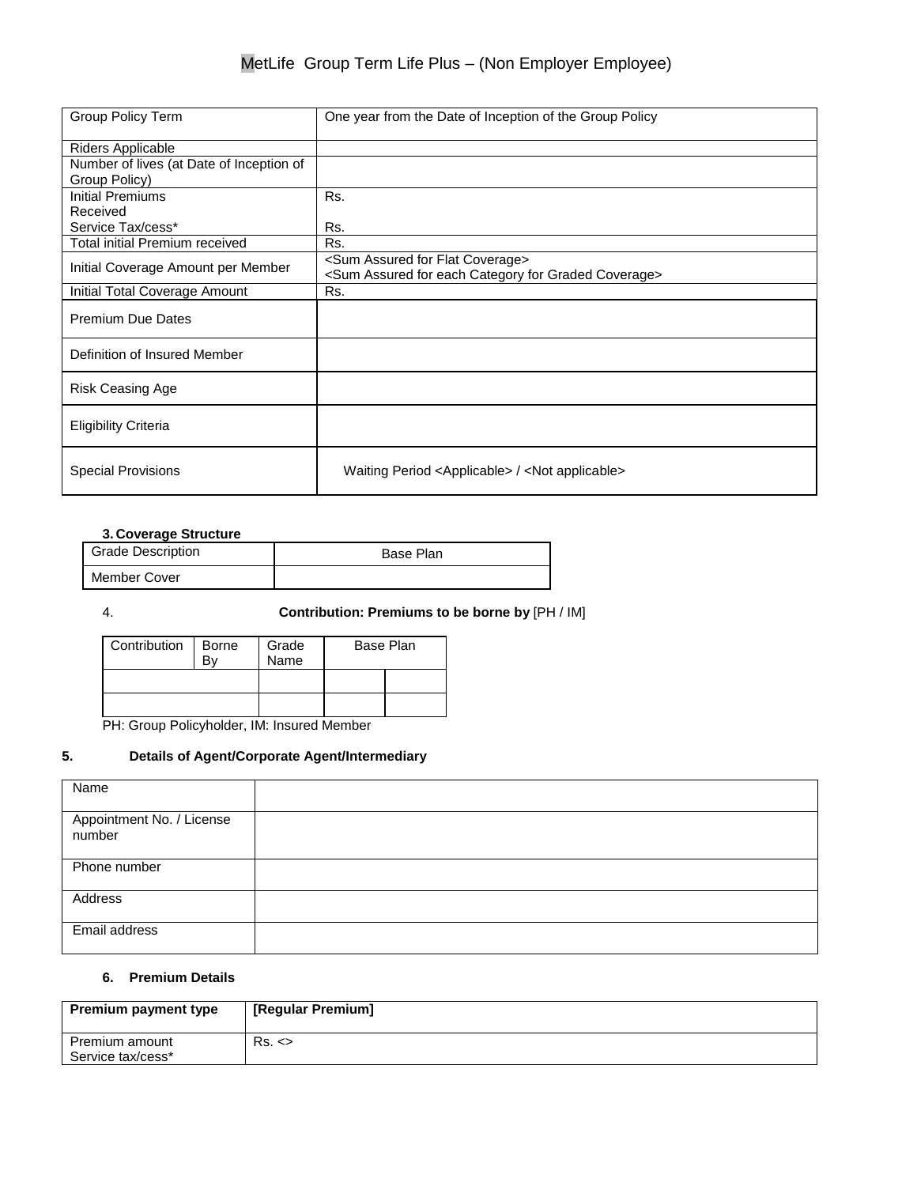MetLife Group Term Life Plus – (Non Employer Employee)

| | |
|---|---|
| Group Policy Term | One year from the Date of Inception of the Group Policy |
| Riders Applicable | |
| Number of lives (at Date of Inception of Group Policy) | |
| Initial Premiums Received<br>Service Tax/cess* | Rs.<br><br>Rs. |
| Total initial Premium received | Rs. |
| Initial Coverage Amount per Member | <Sum Assured for Flat Coverage><br><Sum Assured for each Category for Graded Coverage> |
| Initial Total Coverage Amount | Rs. |
| Premium Due Dates | |
| Definition of Insured Member | |
| Risk Ceasing Age | |
| Eligibility Criteria | |
| Special Provisions | Waiting Period <Applicable> / <Not applicable> |

**3. Coverage Structure**

| Grade Description | Base Plan |
|---|---|
| Member Cover | |

4. **Contribution: Premiums to be borne by** [PH / IM]

| Contribution | Borne By | Grade Name | Base Plan | |
|---|---|---|---|---|
| | | | | |
| | | | | |

PH: Group Policyholder, IM: Insured Member

**5. Details of Agent/Corporate Agent/Intermediary**

| | |
|---|---|
| Name | |
| Appointment No. / License number | |
| Phone number | |
| Address | |
| Email address | |

**6. Premium Details**

| **Premium payment type** | **[Regular Premium]** |
|---|---|
| Premium amount<br>Service tax/cess* | Rs. <> |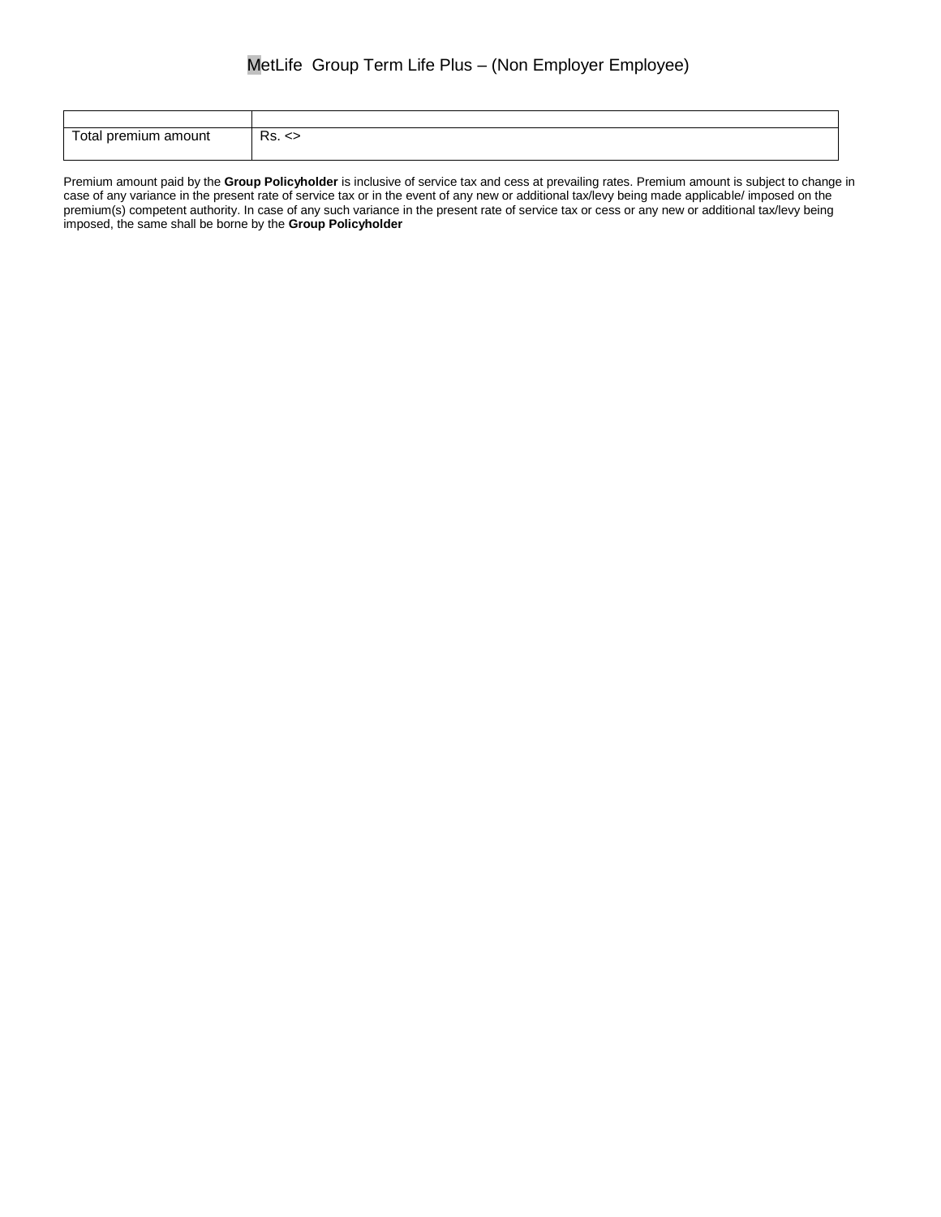# MetLife Group Term Life Plus – (Non Employer Employee)

| | |
|---|---|
| Total premium amount | Rs. <> |

Premium amount paid by the **Group Policyholder** is inclusive of service tax and cess at prevailing rates. Premium amount is subject to change in case of any variance in the present rate of service tax or in the event of any new or additional tax/levy being made applicable/ imposed on the premium(s) competent authority. In case of any such variance in the present rate of service tax or cess or any new or additional tax/levy being imposed, the same shall be borne by the **Group Policyholder**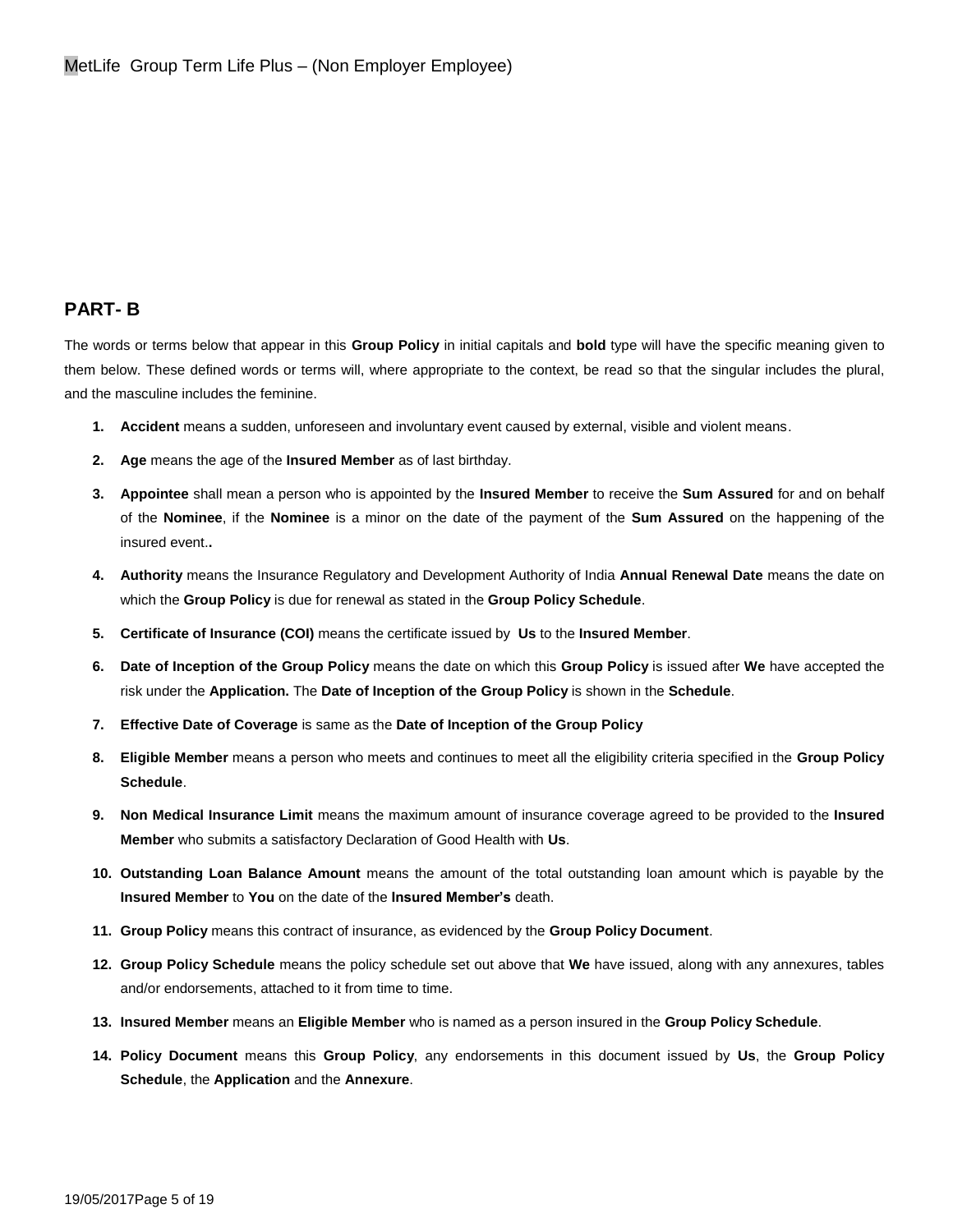## PART- B

The words or terms below that appear in this **Group Policy** in initial capitals and **bold** type will have the specific meaning given to them below. These defined words or terms will, where appropriate to the context, be read so that the singular includes the plural, and the masculine includes the feminine.

1. **Accident** means a sudden, unforeseen and involuntary event caused by external, visible and violent means.
2. **Age** means the age of the **Insured Member** as of last birthday.
3. **Appointee** shall mean a person who is appointed by the **Insured Member** to receive the **Sum Assured** for and on behalf of the **Nominee**, if the **Nominee** is a minor on the date of the payment of the **Sum Assured** on the happening of the insured event.**.**
4. **Authority** means the Insurance Regulatory and Development Authority of India **Annual Renewal Date** means the date on which the **Group Policy** is due for renewal as stated in the **Group Policy Schedule**.
5. **Certificate of Insurance (COI)** means the certificate issued by **Us** to the **Insured Member**.
6. **Date of Inception of the Group Policy** means the date on which this **Group Policy** is issued after **We** have accepted the risk under the **Application.** The **Date of Inception of the Group Policy** is shown in the **Schedule**.
7. **Effective Date of Coverage** is same as the **Date of Inception of the Group Policy**
8. **Eligible Member** means a person who meets and continues to meet all the eligibility criteria specified in the **Group Policy Schedule**.
9. **Non Medical Insurance Limit** means the maximum amount of insurance coverage agreed to be provided to the **Insured Member** who submits a satisfactory Declaration of Good Health with **Us**.
10. **Outstanding Loan Balance Amount** means the amount of the total outstanding loan amount which is payable by the **Insured Member** to **You** on the date of the **Insured Member's** death.
11. **Group Policy** means this contract of insurance, as evidenced by the **Group Policy Document**.
12. **Group Policy Schedule** means the policy schedule set out above that **We** have issued, along with any annexures, tables and/or endorsements, attached to it from time to time.
13. **Insured Member** means an **Eligible Member** who is named as a person insured in the **Group Policy Schedule**.
14. **Policy Document** means this **Group Policy**, any endorsements in this document issued by **Us**, the **Group Policy Schedule**, the **Application** and the **Annexure**.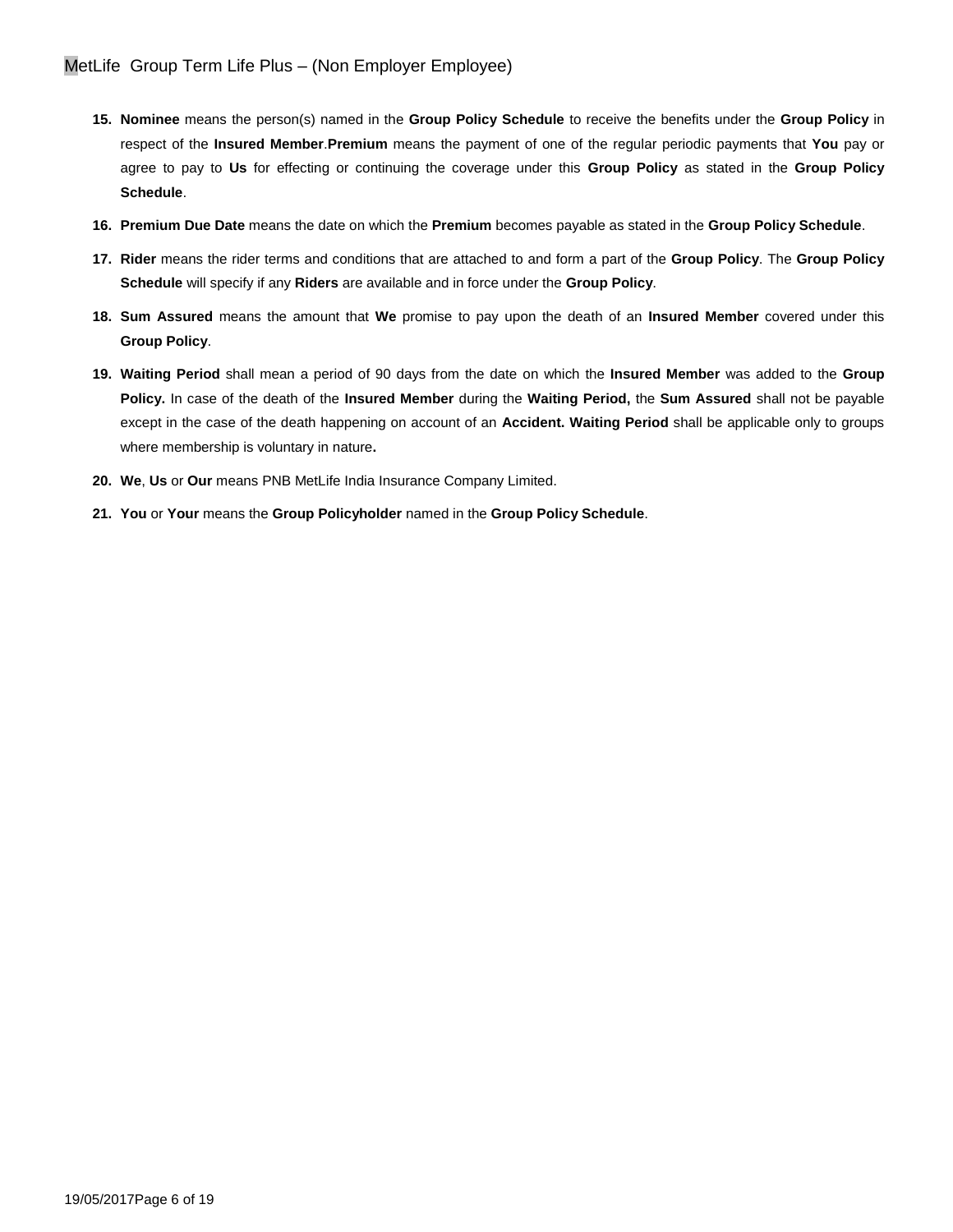15. **Nominee** means the person(s) named in the **Group Policy Schedule** to receive the benefits under the **Group Policy** in respect of the **Insured Member**.**Premium** means the payment of one of the regular periodic payments that **You** pay or agree to pay to **Us** for effecting or continuing the coverage under this **Group Policy** as stated in the **Group Policy Schedule**.

16. **Premium Due Date** means the date on which the **Premium** becomes payable as stated in the **Group Policy Schedule**.

17. **Rider** means the rider terms and conditions that are attached to and form a part of the **Group Policy**. The **Group Policy Schedule** will specify if any **Riders** are available and in force under the **Group Policy**.

18. **Sum Assured** means the amount that **We** promise to pay upon the death of an **Insured Member** covered under this **Group Policy**.

19. **Waiting Period** shall mean a period of 90 days from the date on which the **Insured Member** was added to the **Group Policy.** In case of the death of the **Insured Member** during the **Waiting Period,** the **Sum Assured** shall not be payable except in the case of the death happening on account of an **Accident. Waiting Period** shall be applicable only to groups where membership is voluntary in nature**.**

20. **We**, **Us** or **Our** means PNB MetLife India Insurance Company Limited.

21. **You** or **Your** means the **Group Policyholder** named in the **Group Policy Schedule**.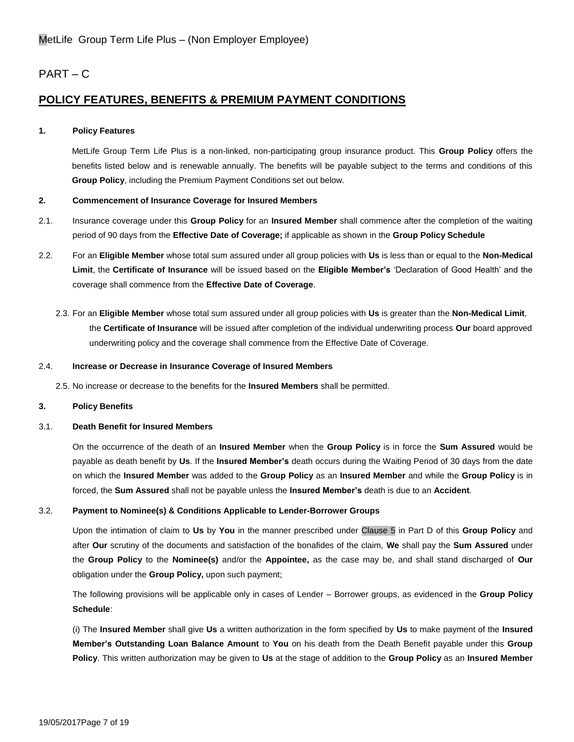PART – C

## POLICY FEATURES, BENEFITS & PREMIUM PAYMENT CONDITIONS

**1. Policy Features**

MetLife Group Term Life Plus is a non-linked, non-participating group insurance product. This **Group Policy** offers the benefits listed below and is renewable annually. The benefits will be payable subject to the terms and conditions of this **Group Policy**, including the Premium Payment Conditions set out below.

**2. Commencement of Insurance Coverage for Insured Members**

2.1. Insurance coverage under this **Group Policy** for an **Insured Member** shall commence after the completion of the waiting period of 90 days from the **Effective Date of Coverage;** if applicable as shown in the **Group Policy Schedule**

2.2. For an **Eligible Member** whose total sum assured under all group policies with **Us** is less than or equal to the **Non-Medical Limit**, the **Certificate of Insurance** will be issued based on the **Eligible Member's** 'Declaration of Good Health' and the coverage shall commence from the **Effective Date of Coverage**.

2.3. For an **Eligible Member** whose total sum assured under all group policies with **Us** is greater than the **Non-Medical Limit**, the **Certificate of Insurance** will be issued after completion of the individual underwriting process **Our** board approved underwriting policy and the coverage shall commence from the Effective Date of Coverage.

2.4. **Increase or Decrease in Insurance Coverage of Insured Members**

2.5. No increase or decrease to the benefits for the **Insured Members** shall be permitted.

**3. Policy Benefits**

3.1. **Death Benefit for Insured Members**

On the occurrence of the death of an **Insured Member** when the **Group Policy** is in force the **Sum Assured** would be payable as death benefit by **Us**. If the **Insured Member's** death occurs during the Waiting Period of 30 days from the date on which the **Insured Member** was added to the **Group Policy** as an **Insured Member** and while the **Group Policy** is in forced, the **Sum Assured** shall not be payable unless the **Insured Member's** death is due to an **Accident**.

3.2. **Payment to Nominee(s) & Conditions Applicable to Lender-Borrower Groups**

Upon the intimation of claim to **Us** by **You** in the manner prescribed under Clause 5 in Part D of this **Group Policy** and after **Our** scrutiny of the documents and satisfaction of the bonafides of the claim, **We** shall pay the **Sum Assured** under the **Group Policy** to the **Nominee(s)** and/or the **Appointee,** as the case may be, and shall stand discharged of **Our** obligation under the **Group Policy,** upon such payment;

The following provisions will be applicable only in cases of Lender – Borrower groups, as evidenced in the **Group Policy Schedule**:

(i) The **Insured Member** shall give **Us** a written authorization in the form specified by **Us** to make payment of the **Insured Member's Outstanding Loan Balance Amount** to **You** on his death from the Death Benefit payable under this **Group Policy**. This written authorization may be given to **Us** at the stage of addition to the **Group Policy** as an **Insured Member**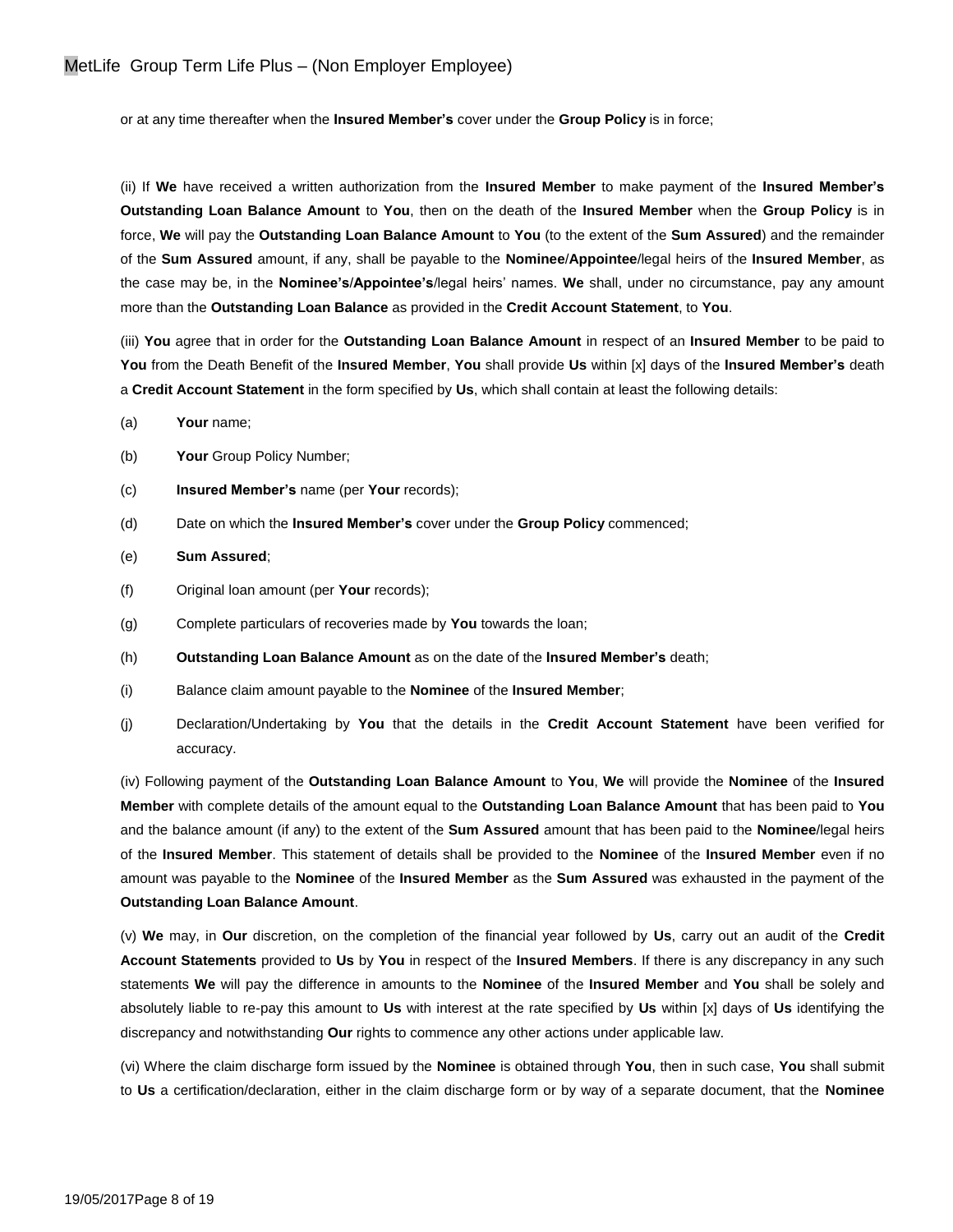or at any time thereafter when the **Insured Member's** cover under the **Group Policy** is in force;

(ii) If **We** have received a written authorization from the **Insured Member** to make payment of the **Insured Member's Outstanding Loan Balance Amount** to **You**, then on the death of the **Insured Member** when the **Group Policy** is in force, **We** will pay the **Outstanding Loan Balance Amount** to **You** (to the extent of the **Sum Assured**) and the remainder of the **Sum Assured** amount, if any, shall be payable to the **Nominee**/**Appointee**/legal heirs of the **Insured Member**, as the case may be, in the **Nominee's**/**Appointee's**/legal heirs' names. **We** shall, under no circumstance, pay any amount more than the **Outstanding Loan Balance** as provided in the **Credit Account Statement**, to **You**.

(iii) **You** agree that in order for the **Outstanding Loan Balance Amount** in respect of an **Insured Member** to be paid to **You** from the Death Benefit of the **Insured Member**, **You** shall provide **Us** within [x] days of the **Insured Member's** death a **Credit Account Statement** in the form specified by **Us**, which shall contain at least the following details:

(a) **Your** name;

(b) **Your** Group Policy Number;

(c) **Insured Member's** name (per **Your** records);

(d) Date on which the **Insured Member's** cover under the **Group Policy** commenced;

(e) **Sum Assured**;

(f) Original loan amount (per **Your** records);

(g) Complete particulars of recoveries made by **You** towards the loan;

(h) **Outstanding Loan Balance Amount** as on the date of the **Insured Member's** death;

(i) Balance claim amount payable to the **Nominee** of the **Insured Member**;

(j) Declaration/Undertaking by **You** that the details in the **Credit Account Statement** have been verified for accuracy.

(iv) Following payment of the **Outstanding Loan Balance Amount** to **You**, **We** will provide the **Nominee** of the **Insured Member** with complete details of the amount equal to the **Outstanding Loan Balance Amount** that has been paid to **You** and the balance amount (if any) to the extent of the **Sum Assured** amount that has been paid to the **Nominee**/legal heirs of the **Insured Member**. This statement of details shall be provided to the **Nominee** of the **Insured Member** even if no amount was payable to the **Nominee** of the **Insured Member** as the **Sum Assured** was exhausted in the payment of the **Outstanding Loan Balance Amount**.

(v) **We** may, in **Our** discretion, on the completion of the financial year followed by **Us**, carry out an audit of the **Credit Account Statements** provided to **Us** by **You** in respect of the **Insured Members**. If there is any discrepancy in any such statements **We** will pay the difference in amounts to the **Nominee** of the **Insured Member** and **You** shall be solely and absolutely liable to re-pay this amount to **Us** with interest at the rate specified by **Us** within [x] days of **Us** identifying the discrepancy and notwithstanding **Our** rights to commence any other actions under applicable law.

(vi) Where the claim discharge form issued by the **Nominee** is obtained through **You**, then in such case, **You** shall submit to **Us** a certification/declaration, either in the claim discharge form or by way of a separate document, that the **Nominee**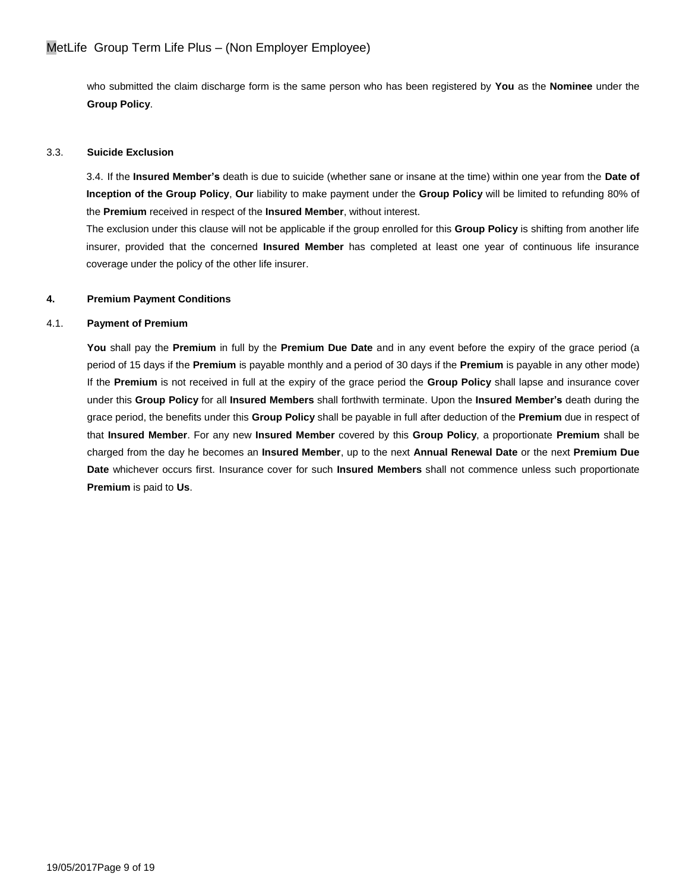who submitted the claim discharge form is the same person who has been registered by **You** as the **Nominee** under the **Group Policy**.

### 3.3. Suicide Exclusion

3.4. If the **Insured Member's** death is due to suicide (whether sane or insane at the time) within one year from the **Date of Inception of the Group Policy**, **Our** liability to make payment under the **Group Policy** will be limited to refunding 80% of the **Premium** received in respect of the **Insured Member**, without interest.

The exclusion under this clause will not be applicable if the group enrolled for this **Group Policy** is shifting from another life insurer, provided that the concerned **Insured Member** has completed at least one year of continuous life insurance coverage under the policy of the other life insurer.

## 4. Premium Payment Conditions

### 4.1. Payment of Premium

**You** shall pay the **Premium** in full by the **Premium Due Date** and in any event before the expiry of the grace period (a period of 15 days if the **Premium** is payable monthly and a period of 30 days if the **Premium** is payable in any other mode) If the **Premium** is not received in full at the expiry of the grace period the **Group Policy** shall lapse and insurance cover under this **Group Policy** for all **Insured Members** shall forthwith terminate. Upon the **Insured Member's** death during the grace period, the benefits under this **Group Policy** shall be payable in full after deduction of the **Premium** due in respect of that **Insured Member**. For any new **Insured Member** covered by this **Group Policy**, a proportionate **Premium** shall be charged from the day he becomes an **Insured Member**, up to the next **Annual Renewal Date** or the next **Premium Due Date** whichever occurs first. Insurance cover for such **Insured Members** shall not commence unless such proportionate **Premium** is paid to **Us**.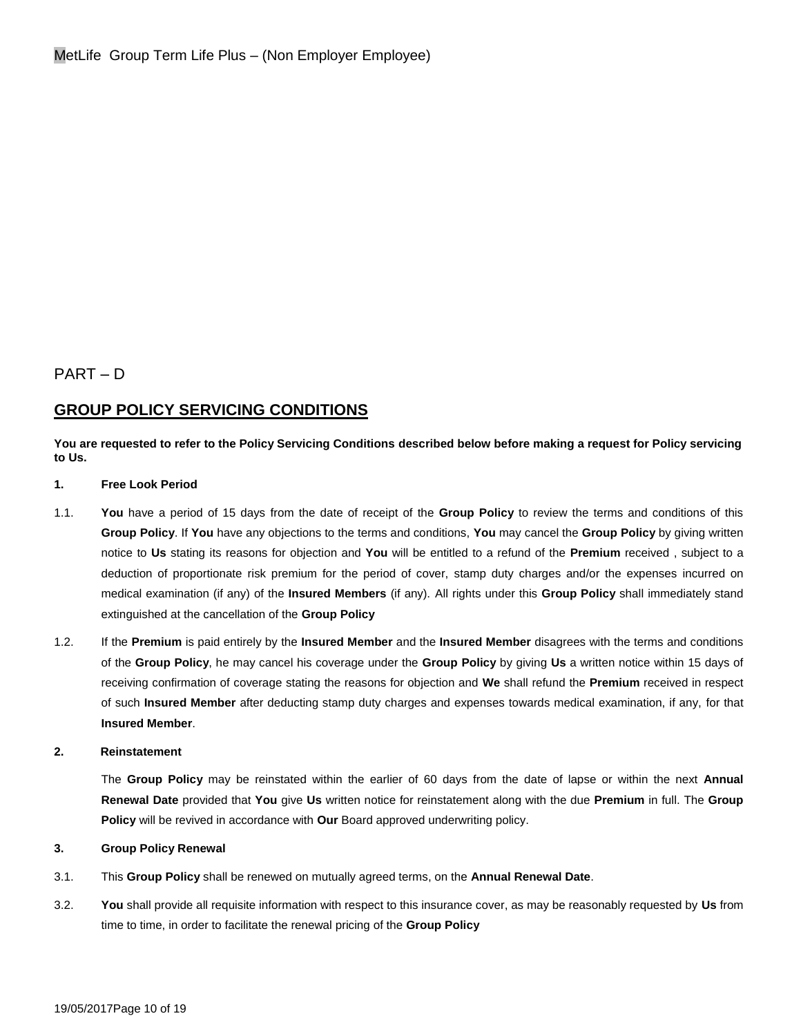PART – D

## GROUP POLICY SERVICING CONDITIONS

**You are requested to refer to the Policy Servicing Conditions described below before making a request for Policy servicing to Us.**

**1. Free Look Period**

1.1. **You** have a period of 15 days from the date of receipt of the **Group Policy** to review the terms and conditions of this **Group Policy**. If **You** have any objections to the terms and conditions, **You** may cancel the **Group Policy** by giving written notice to **Us** stating its reasons for objection and **You** will be entitled to a refund of the **Premium** received , subject to a deduction of proportionate risk premium for the period of cover, stamp duty charges and/or the expenses incurred on medical examination (if any) of the **Insured Members** (if any). All rights under this **Group Policy** shall immediately stand extinguished at the cancellation of the **Group Policy**

1.2. If the **Premium** is paid entirely by the **Insured Member** and the **Insured Member** disagrees with the terms and conditions of the **Group Policy**, he may cancel his coverage under the **Group Policy** by giving **Us** a written notice within 15 days of receiving confirmation of coverage stating the reasons for objection and **We** shall refund the **Premium** received in respect of such **Insured Member** after deducting stamp duty charges and expenses towards medical examination, if any, for that **Insured Member**.

**2. Reinstatement**

The **Group Policy** may be reinstated within the earlier of 60 days from the date of lapse or within the next **Annual Renewal Date** provided that **You** give **Us** written notice for reinstatement along with the due **Premium** in full. The **Group Policy** will be revived in accordance with **Our** Board approved underwriting policy.

**3. Group Policy Renewal**

3.1. This **Group Policy** shall be renewed on mutually agreed terms, on the **Annual Renewal Date**.

3.2. **You** shall provide all requisite information with respect to this insurance cover, as may be reasonably requested by **Us** from time to time, in order to facilitate the renewal pricing of the **Group Policy**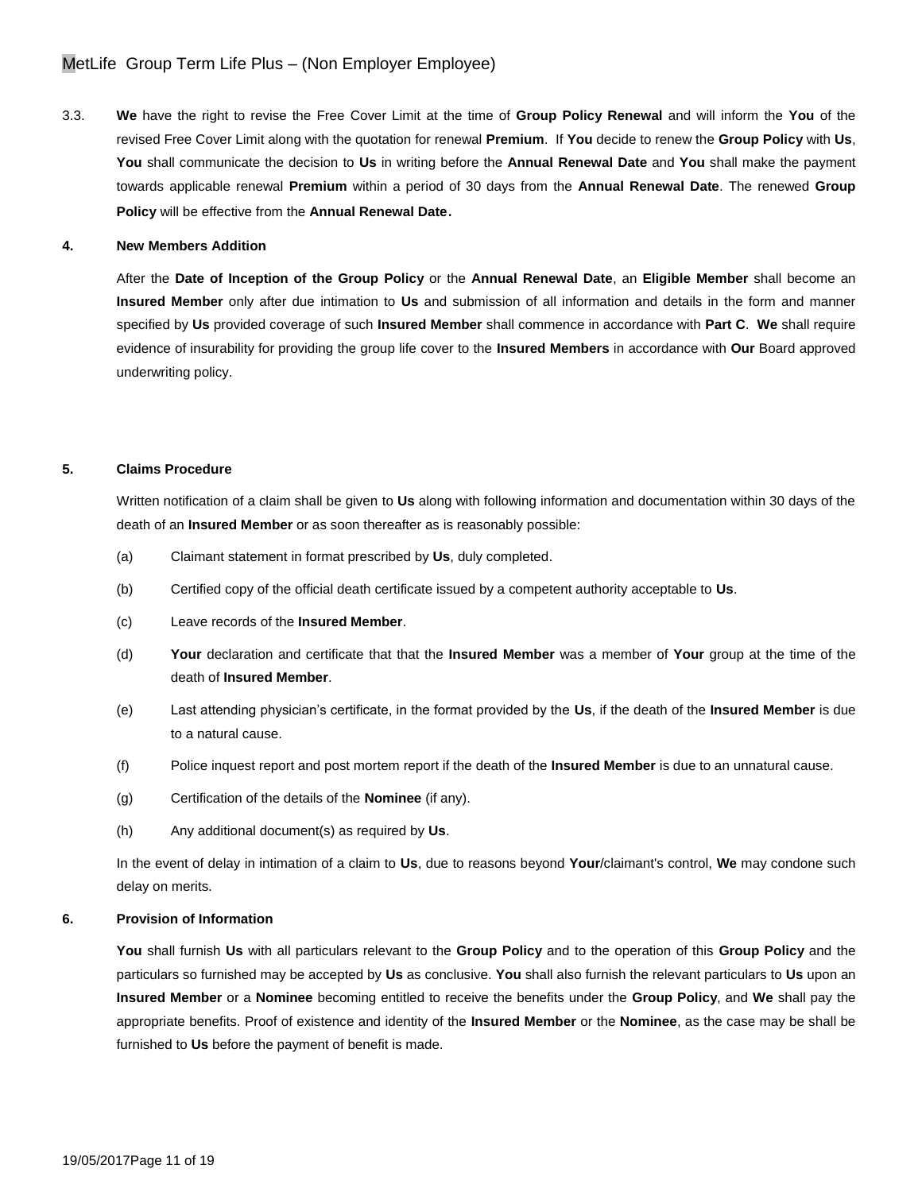3.3. **We** have the right to revise the Free Cover Limit at the time of **Group Policy Renewal** and will inform the **You** of the revised Free Cover Limit along with the quotation for renewal **Premium**. If **You** decide to renew the **Group Policy** with **Us**, **You** shall communicate the decision to **Us** in writing before the **Annual Renewal Date** and **You** shall make the payment towards applicable renewal **Premium** within a period of 30 days from the **Annual Renewal Date**. The renewed **Group Policy** will be effective from the **Annual Renewal Date**.

**4. New Members Addition**

After the **Date of Inception of the Group Policy** or the **Annual Renewal Date**, an **Eligible Member** shall become an **Insured Member** only after due intimation to **Us** and submission of all information and details in the form and manner specified by **Us** provided coverage of such **Insured Member** shall commence in accordance with **Part C**. **We** shall require evidence of insurability for providing the group life cover to the **Insured Members** in accordance with **Our** Board approved underwriting policy.

**5. Claims Procedure**

Written notification of a claim shall be given to **Us** along with following information and documentation within 30 days of the death of an **Insured Member** or as soon thereafter as is reasonably possible:

(a) Claimant statement in format prescribed by **Us**, duly completed.

(b) Certified copy of the official death certificate issued by a competent authority acceptable to **Us**.

(c) Leave records of the **Insured Member**.

(d) **Your** declaration and certificate that that the **Insured Member** was a member of **Your** group at the time of the death of **Insured Member**.

(e) Last attending physician's certificate, in the format provided by the **Us**, if the death of the **Insured Member** is due to a natural cause.

(f) Police inquest report and post mortem report if the death of the **Insured Member** is due to an unnatural cause.

(g) Certification of the details of the **Nominee** (if any).

(h) Any additional document(s) as required by **Us**.

In the event of delay in intimation of a claim to **Us**, due to reasons beyond **Your**/claimant's control, **We** may condone such delay on merits.

**6. Provision of Information**

**You** shall furnish **Us** with all particulars relevant to the **Group Policy** and to the operation of this **Group Policy** and the particulars so furnished may be accepted by **Us** as conclusive. **You** shall also furnish the relevant particulars to **Us** upon an **Insured Member** or a **Nominee** becoming entitled to receive the benefits under the **Group Policy**, and **We** shall pay the appropriate benefits. Proof of existence and identity of the **Insured Member** or the **Nominee**, as the case may be shall be furnished to **Us** before the payment of benefit is made.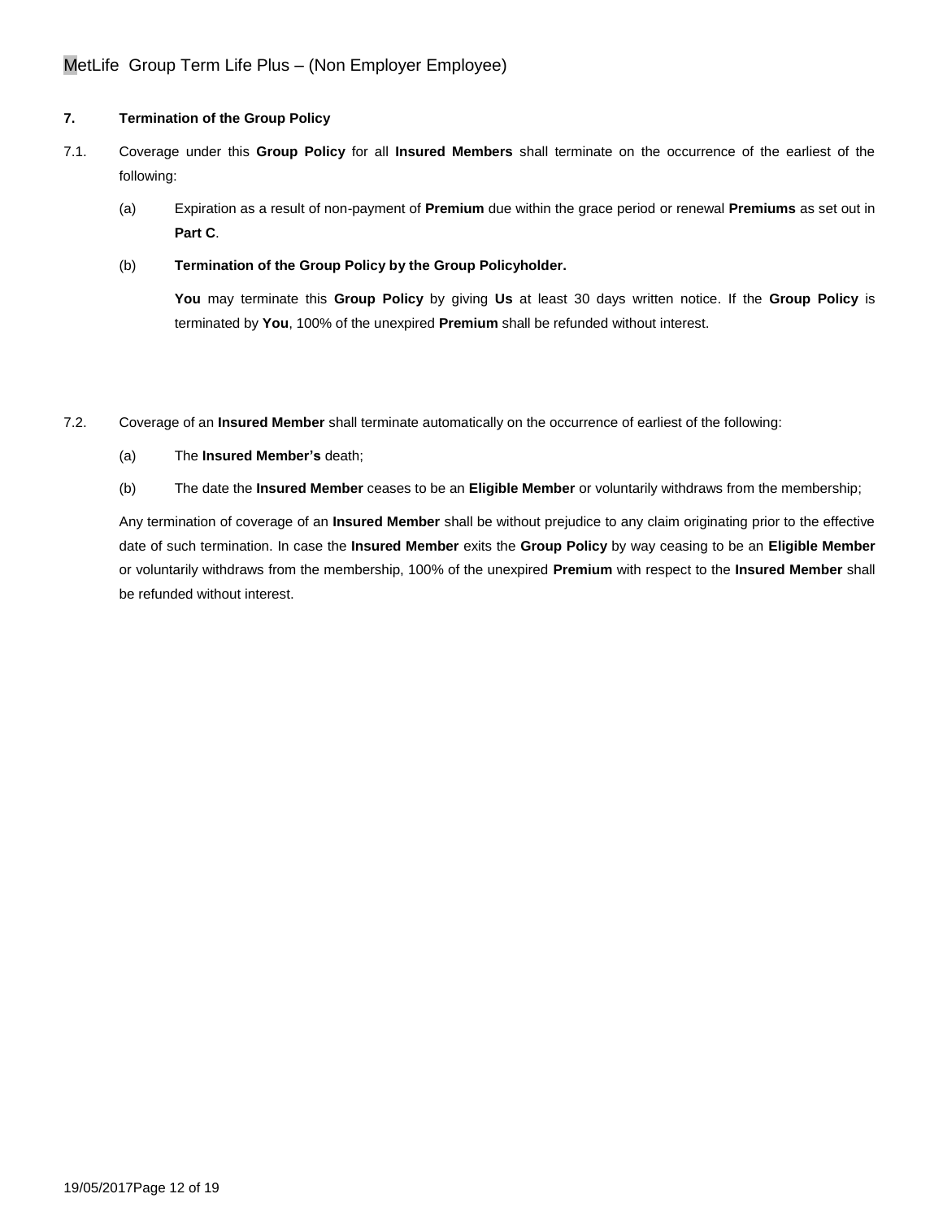**7. Termination of the Group Policy**

7.1. Coverage under this **Group Policy** for all **Insured Members** shall terminate on the occurrence of the earliest of the following:

(a) Expiration as a result of non-payment of **Premium** due within the grace period or renewal **Premiums** as set out in **Part C**.

(b) **Termination of the Group Policy by the Group Policyholder.**

**You** may terminate this **Group Policy** by giving **Us** at least 30 days written notice. If the **Group Policy** is terminated by **You**, 100% of the unexpired **Premium** shall be refunded without interest.

7.2. Coverage of an **Insured Member** shall terminate automatically on the occurrence of earliest of the following:

(a) The **Insured Member's** death;

(b) The date the **Insured Member** ceases to be an **Eligible Member** or voluntarily withdraws from the membership;

Any termination of coverage of an **Insured Member** shall be without prejudice to any claim originating prior to the effective date of such termination. In case the **Insured Member** exits the **Group Policy** by way ceasing to be an **Eligible Member** or voluntarily withdraws from the membership, 100% of the unexpired **Premium** with respect to the **Insured Member** shall be refunded without interest.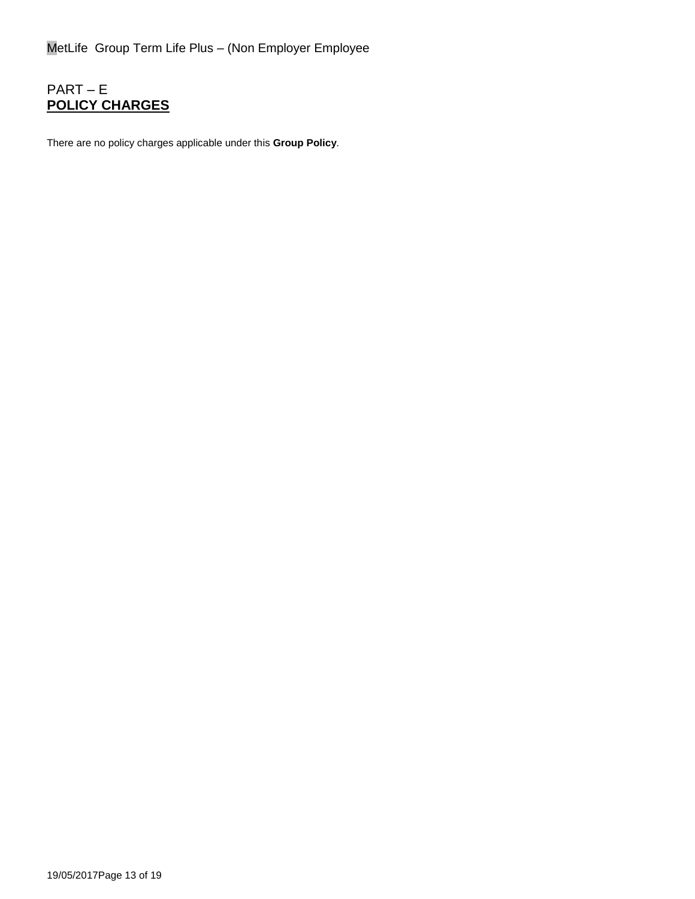PART – E

## **POLICY CHARGES**

There are no policy charges applicable under this **Group Policy**.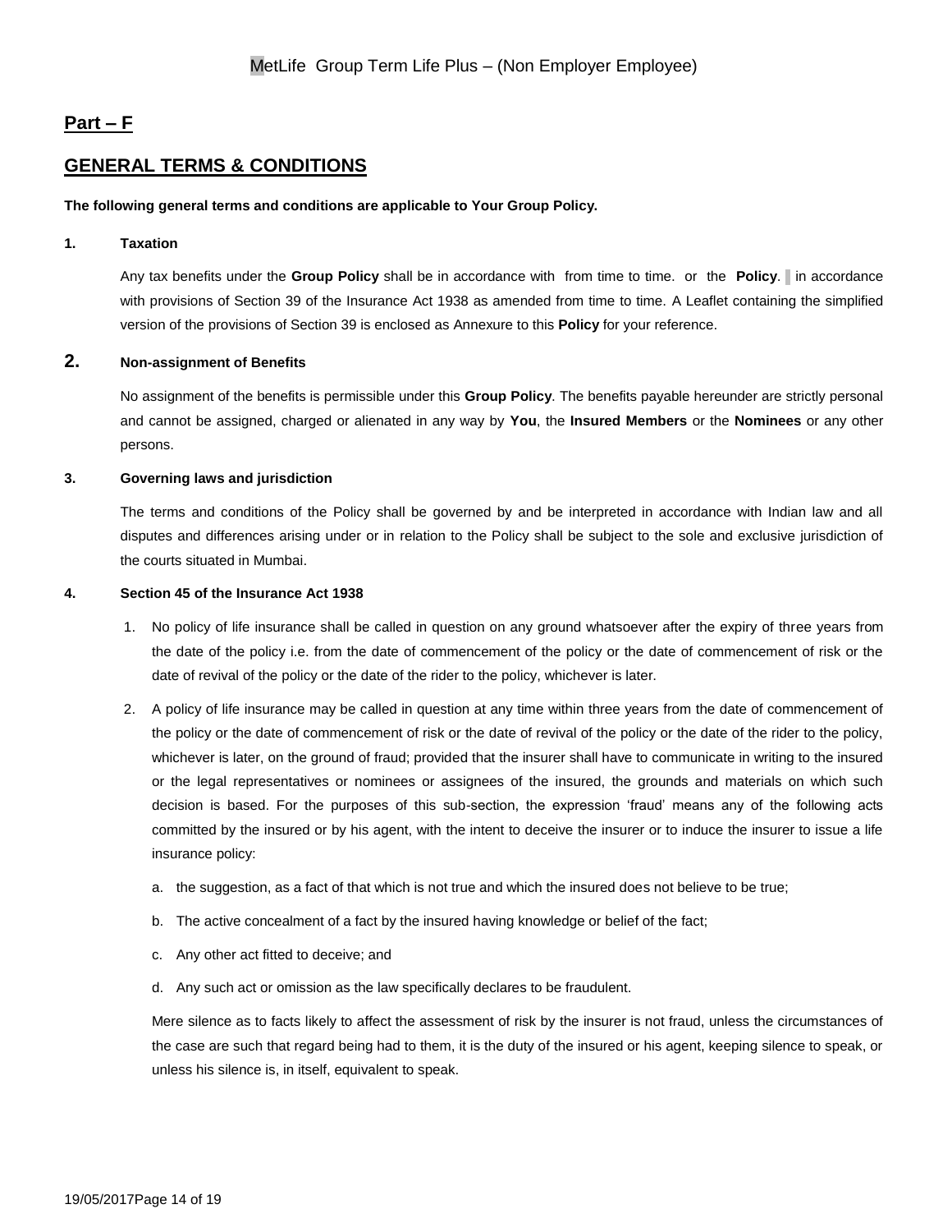## Part – F

## GENERAL TERMS & CONDITIONS

**The following general terms and conditions are applicable to Your Group Policy.**

**1. Taxation**

Any tax benefits under the **Group Policy** shall be in accordance with from time to time. or the **Policy**. in accordance with provisions of Section 39 of the Insurance Act 1938 as amended from time to time. A Leaflet containing the simplified version of the provisions of Section 39 is enclosed as Annexure to this **Policy** for your reference.

**2. Non-assignment of Benefits**

No assignment of the benefits is permissible under this **Group Policy**. The benefits payable hereunder are strictly personal and cannot be assigned, charged or alienated in any way by **You**, the **Insured Members** or the **Nominees** or any other persons.

**3. Governing laws and jurisdiction**

The terms and conditions of the Policy shall be governed by and be interpreted in accordance with Indian law and all disputes and differences arising under or in relation to the Policy shall be subject to the sole and exclusive jurisdiction of the courts situated in Mumbai.

**4. Section 45 of the Insurance Act 1938**

1. No policy of life insurance shall be called in question on any ground whatsoever after the expiry of three years from the date of the policy i.e. from the date of commencement of the policy or the date of commencement of risk or the date of revival of the policy or the date of the rider to the policy, whichever is later.
2. A policy of life insurance may be called in question at any time within three years from the date of commencement of the policy or the date of commencement of risk or the date of revival of the policy or the date of the rider to the policy, whichever is later, on the ground of fraud; provided that the insurer shall have to communicate in writing to the insured or the legal representatives or nominees or assignees of the insured, the grounds and materials on which such decision is based. For the purposes of this sub-section, the expression 'fraud' means any of the following acts committed by the insured or by his agent, with the intent to deceive the insurer or to induce the insurer to issue a life insurance policy:
   a. the suggestion, as a fact of that which is not true and which the insured does not believe to be true;
   b. The active concealment of a fact by the insured having knowledge or belief of the fact;
   c. Any other act fitted to deceive; and
   d. Any such act or omission as the law specifically declares to be fraudulent.

   Mere silence as to facts likely to affect the assessment of risk by the insurer is not fraud, unless the circumstances of the case are such that regard being had to them, it is the duty of the insured or his agent, keeping silence to speak, or unless his silence is, in itself, equivalent to speak.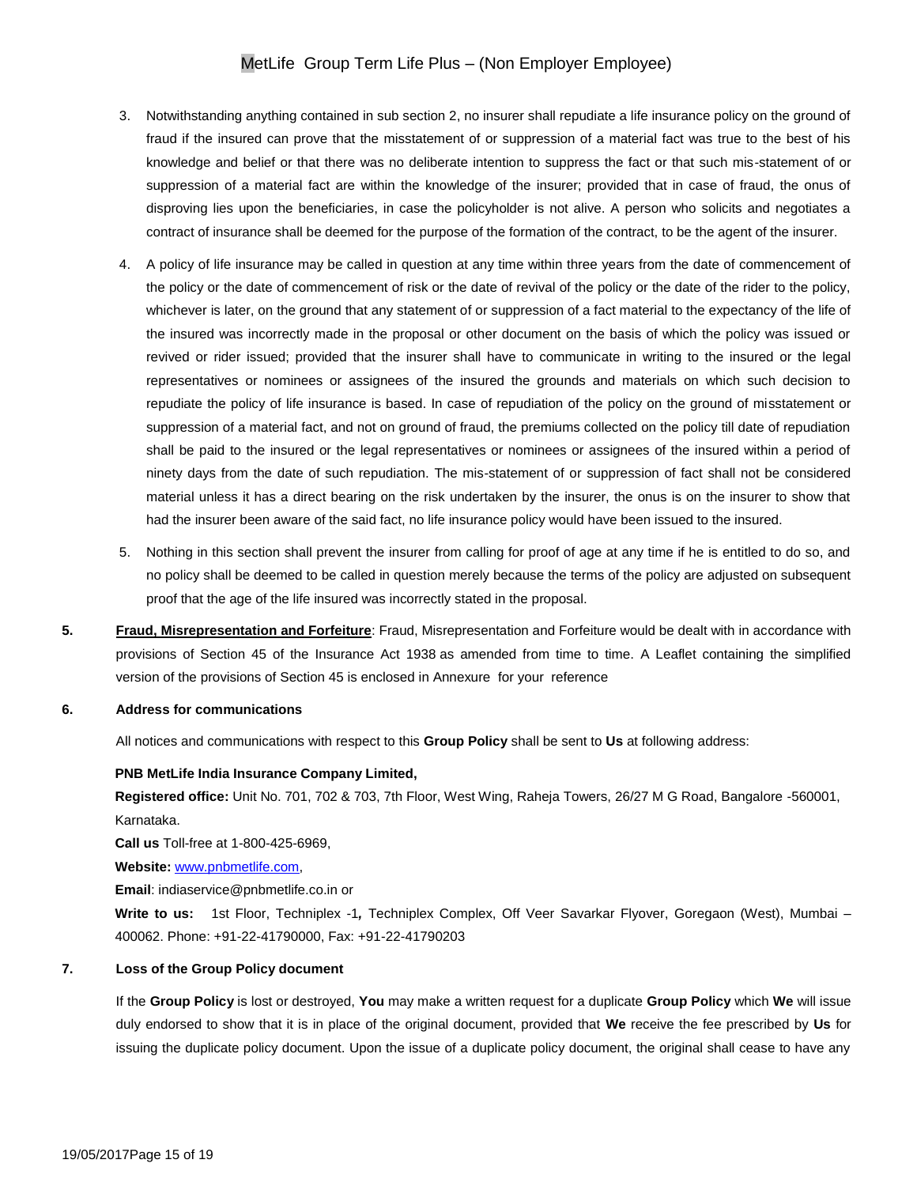3. Notwithstanding anything contained in sub section 2, no insurer shall repudiate a life insurance policy on the ground of fraud if the insured can prove that the misstatement of or suppression of a material fact was true to the best of his knowledge and belief or that there was no deliberate intention to suppress the fact or that such mis-statement of or suppression of a material fact are within the knowledge of the insurer; provided that in case of fraud, the onus of disproving lies upon the beneficiaries, in case the policyholder is not alive. A person who solicits and negotiates a contract of insurance shall be deemed for the purpose of the formation of the contract, to be the agent of the insurer.

4. A policy of life insurance may be called in question at any time within three years from the date of commencement of the policy or the date of commencement of risk or the date of revival of the policy or the date of the rider to the policy, whichever is later, on the ground that any statement of or suppression of a fact material to the expectancy of the life of the insured was incorrectly made in the proposal or other document on the basis of which the policy was issued or revived or rider issued; provided that the insurer shall have to communicate in writing to the insured or the legal representatives or nominees or assignees of the insured the grounds and materials on which such decision to repudiate the policy of life insurance is based. In case of repudiation of the policy on the ground of misstatement or suppression of a material fact, and not on ground of fraud, the premiums collected on the policy till date of repudiation shall be paid to the insured or the legal representatives or nominees or assignees of the insured within a period of ninety days from the date of such repudiation. The mis-statement of or suppression of fact shall not be considered material unless it has a direct bearing on the risk undertaken by the insurer, the onus is on the insurer to show that had the insurer been aware of the said fact, no life insurance policy would have been issued to the insured.

5. Nothing in this section shall prevent the insurer from calling for proof of age at any time if he is entitled to do so, and no policy shall be deemed to be called in question merely because the terms of the policy are adjusted on subsequent proof that the age of the life insured was incorrectly stated in the proposal.

**5. Fraud, Misrepresentation and Forfeiture**: Fraud, Misrepresentation and Forfeiture would be dealt with in accordance with provisions of Section 45 of the Insurance Act 1938 as amended from time to time. A Leaflet containing the simplified version of the provisions of Section 45 is enclosed in Annexure for your reference

**6. Address for communications**

All notices and communications with respect to this **Group Policy** shall be sent to **Us** at following address:

**PNB MetLife India Insurance Company Limited,**

**Registered office:** Unit No. 701, 702 & 703, 7th Floor, West Wing, Raheja Towers, 26/27 M G Road, Bangalore -560001, Karnataka.

**Call us** Toll-free at 1-800-425-6969,

**Website:** www.pnbmetlife.com,

**Email**: indiaservice@pnbmetlife.co.in or

**Write to us:** 1st Floor, Techniplex -1, Techniplex Complex, Off Veer Savarkar Flyover, Goregaon (West), Mumbai – 400062. Phone: +91-22-41790000, Fax: +91-22-41790203

**7. Loss of the Group Policy document**

If the **Group Policy** is lost or destroyed, **You** may make a written request for a duplicate **Group Policy** which **We** will issue duly endorsed to show that it is in place of the original document, provided that **We** receive the fee prescribed by **Us** for issuing the duplicate policy document. Upon the issue of a duplicate policy document, the original shall cease to have any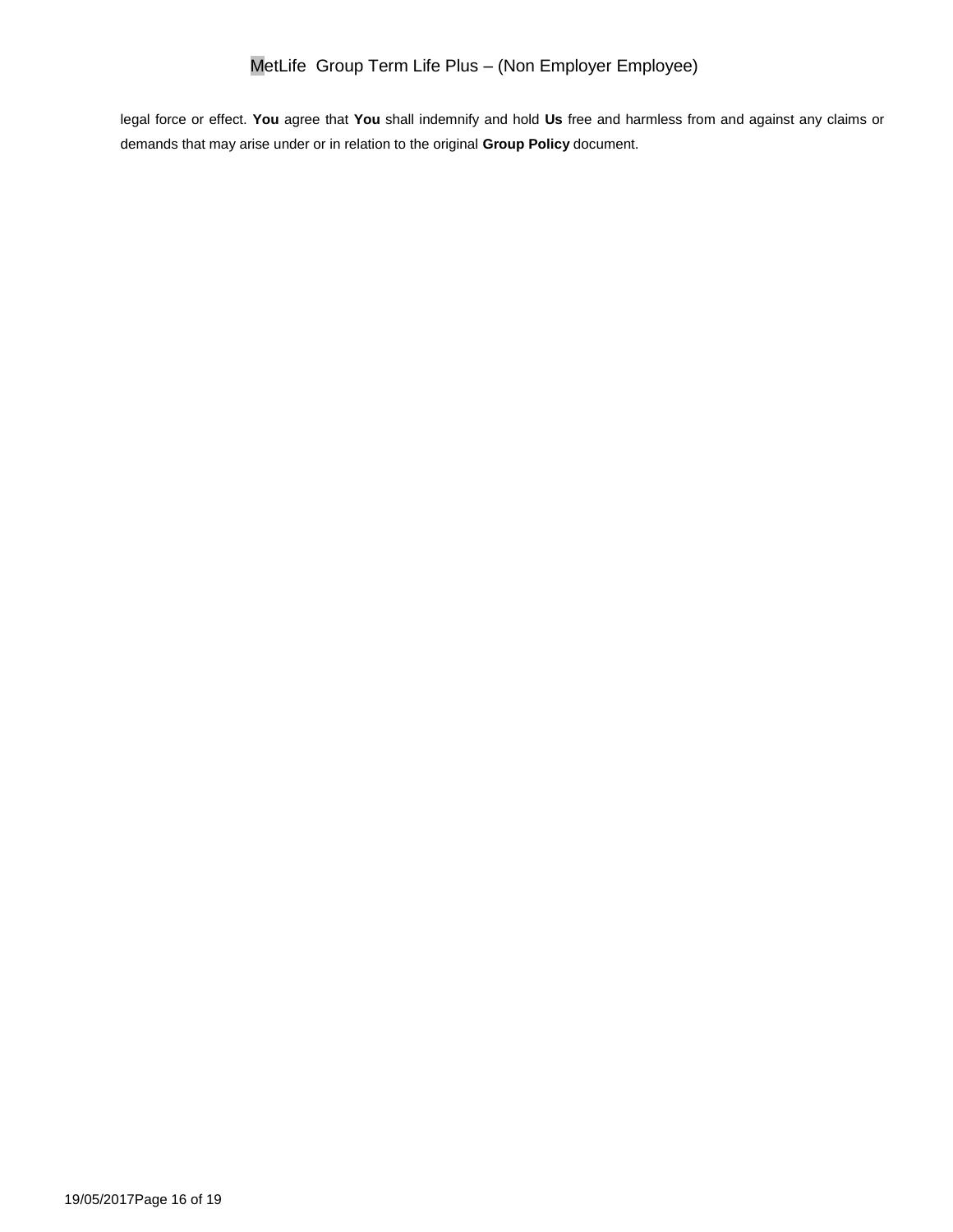legal force or effect. **You** agree that **You** shall indemnify and hold **Us** free and harmless from and against any claims or demands that may arise under or in relation to the original **Group Policy** document.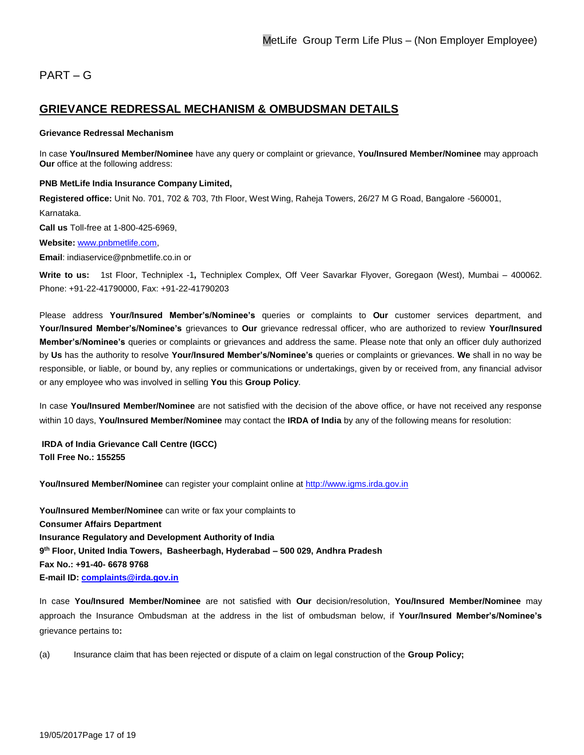PART – G

## GRIEVANCE REDRESSAL MECHANISM & OMBUDSMAN DETAILS

**Grievance Redressal Mechanism**

In case **You/Insured Member/Nominee** have any query or complaint or grievance, **You/Insured Member/Nominee** may approach **Our** office at the following address:

**PNB MetLife India Insurance Company Limited,**

**Registered office:** Unit No. 701, 702 & 703, 7th Floor, West Wing, Raheja Towers, 26/27 M G Road, Bangalore -560001, Karnataka.

**Call us** Toll-free at 1-800-425-6969,

**Website:** www.pnbmetlife.com,

**Email**: indiaservice@pnbmetlife.co.in or

**Write to us:** 1st Floor, Techniplex -1**,** Techniplex Complex, Off Veer Savarkar Flyover, Goregaon (West), Mumbai – 400062. Phone: +91-22-41790000, Fax: +91-22-41790203

Please address **Your/Insured Member's/Nominee's** queries or complaints to **Our** customer services department, and **Your/Insured Member's/Nominee's** grievances to **Our** grievance redressal officer, who are authorized to review **Your/Insured Member's/Nominee's** queries or complaints or grievances and address the same. Please note that only an officer duly authorized by **Us** has the authority to resolve **Your/Insured Member's/Nominee's** queries or complaints or grievances. **We** shall in no way be responsible, or liable, or bound by, any replies or communications or undertakings, given by or received from, any financial advisor or any employee who was involved in selling **You** this **Group Policy**.

In case **You/Insured Member/Nominee** are not satisfied with the decision of the above office, or have not received any response within 10 days, **You/Insured Member/Nominee** may contact the **IRDA of India** by any of the following means for resolution:

**IRDA of India Grievance Call Centre (IGCC)**
**Toll Free No.: 155255**

**You/Insured Member/Nominee** can register your complaint online at http://www.igms.irda.gov.in

**You/Insured Member/Nominee** can write or fax your complaints to
**Consumer Affairs Department**
**Insurance Regulatory and Development Authority of India**
**9th Floor, United India Towers, Basheerbagh, Hyderabad – 500 029, Andhra Pradesh**
**Fax No.: +91-40- 6678 9768**
**E-mail ID: complaints@irda.gov.in**

In case **You/Insured Member/Nominee** are not satisfied with **Our** decision/resolution, **You/Insured Member/Nominee** may approach the Insurance Ombudsman at the address in the list of ombudsman below, if **Your/Insured Member's/Nominee's** grievance pertains to**:**

(a) Insurance claim that has been rejected or dispute of a claim on legal construction of the **Group Policy;**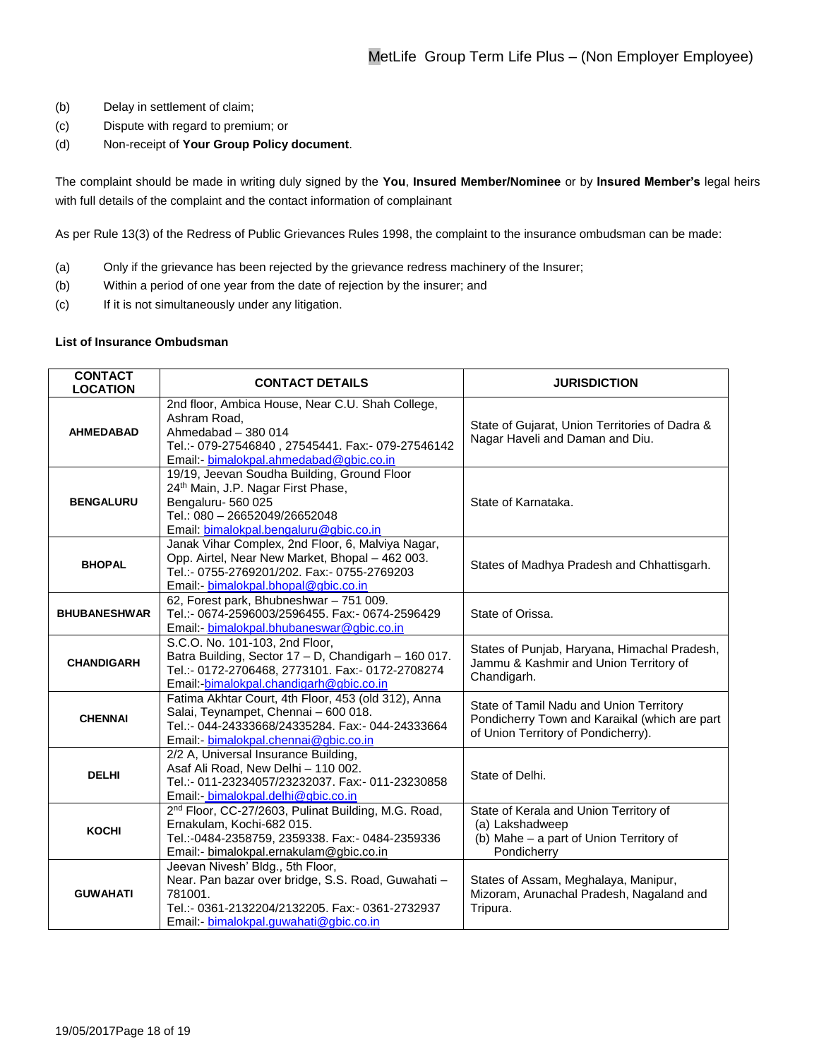(b) Delay in settlement of claim;

(c) Dispute with regard to premium; or

(d) Non-receipt of **Your Group Policy document**.

The complaint should be made in writing duly signed by the **You**, **Insured Member/Nominee** or by **Insured Member's** legal heirs with full details of the complaint and the contact information of complainant

As per Rule 13(3) of the Redress of Public Grievances Rules 1998, the complaint to the insurance ombudsman can be made:

(a) Only if the grievance has been rejected by the grievance redress machinery of the Insurer;

(b) Within a period of one year from the date of rejection by the insurer; and

(c) If it is not simultaneously under any litigation.

**List of Insurance Ombudsman**

| CONTACT LOCATION | CONTACT DETAILS | JURISDICTION |
|---|---|---|
| **AHMEDABAD** | 2nd floor, Ambica House, Near C.U. Shah College, Ashram Road, Ahmedabad – 380 014 Tel.:- 079-27546840 , 27545441. Fax:- 079-27546142 Email:- bimalokpal.ahmedabad@gbic.co.in | State of Gujarat, Union Territories of Dadra & Nagar Haveli and Daman and Diu. |
| **BENGALURU** | 19/19, Jeevan Soudha Building, Ground Floor 24th Main, J.P. Nagar First Phase, Bengaluru- 560 025 Tel.: 080 – 26652049/26652048 Email: bimalokpal.bengaluru@gbic.co.in | State of Karnataka. |
| **BHOPAL** | Janak Vihar Complex, 2nd Floor, 6, Malviya Nagar, Opp. Airtel, Near New Market, Bhopal – 462 003. Tel.:- 0755-2769201/202. Fax:- 0755-2769203 Email:- bimalokpal.bhopal@gbic.co.in | States of Madhya Pradesh and Chhattisgarh. |
| **BHUBANESHWAR** | 62, Forest park, Bhubneshwar – 751 009. Tel.:- 0674-2596003/2596455. Fax:- 0674-2596429 Email:- bimalokpal.bhubaneswar@gbic.co.in | State of Orissa. |
| **CHANDIGARH** | S.C.O. No. 101-103, 2nd Floor, Batra Building, Sector 17 – D, Chandigarh – 160 017. Tel.:- 0172-2706468, 2773101. Fax:- 0172-2708274 Email:-bimalokpal.chandigarh@gbic.co.in | States of Punjab, Haryana, Himachal Pradesh, Jammu & Kashmir and Union Territory of Chandigarh. |
| **CHENNAI** | Fatima Akhtar Court, 4th Floor, 453 (old 312), Anna Salai, Teynampet, Chennai – 600 018. Tel.:- 044-24333668/24335284. Fax:- 044-24333664 Email:- bimalokpal.chennai@gbic.co.in | State of Tamil Nadu and Union Territory Pondicherry Town and Karaikal (which are part of Union Territory of Pondicherry). |
| **DELHI** | 2/2 A, Universal Insurance Building, Asaf Ali Road, New Delhi – 110 002. Tel.:- 011-23234057/23232037. Fax:- 011-23230858 Email:- bimalokpal.delhi@gbic.co.in | State of Delhi. |
| **KOCHI** | 2nd Floor, CC-27/2603, Pulinat Building, M.G. Road, Ernakulam, Kochi-682 015. Tel.:-0484-2358759, 2359338. Fax:- 0484-2359336 Email:- bimalokpal.ernakulam@gbic.co.in | State of Kerala and Union Territory of (a) Lakshadweep (b) Mahe – a part of Union Territory of Pondicherry |
| **GUWAHATI** | Jeevan Nivesh' Bldg., 5th Floor, Near. Pan bazar over bridge, S.S. Road, Guwahati – 781001. Tel.:- 0361-2132204/2132205. Fax:- 0361-2732937 Email:- bimalokpal.guwahati@gbic.co.in | States of Assam, Meghalaya, Manipur, Mizoram, Arunachal Pradesh, Nagaland and Tripura. |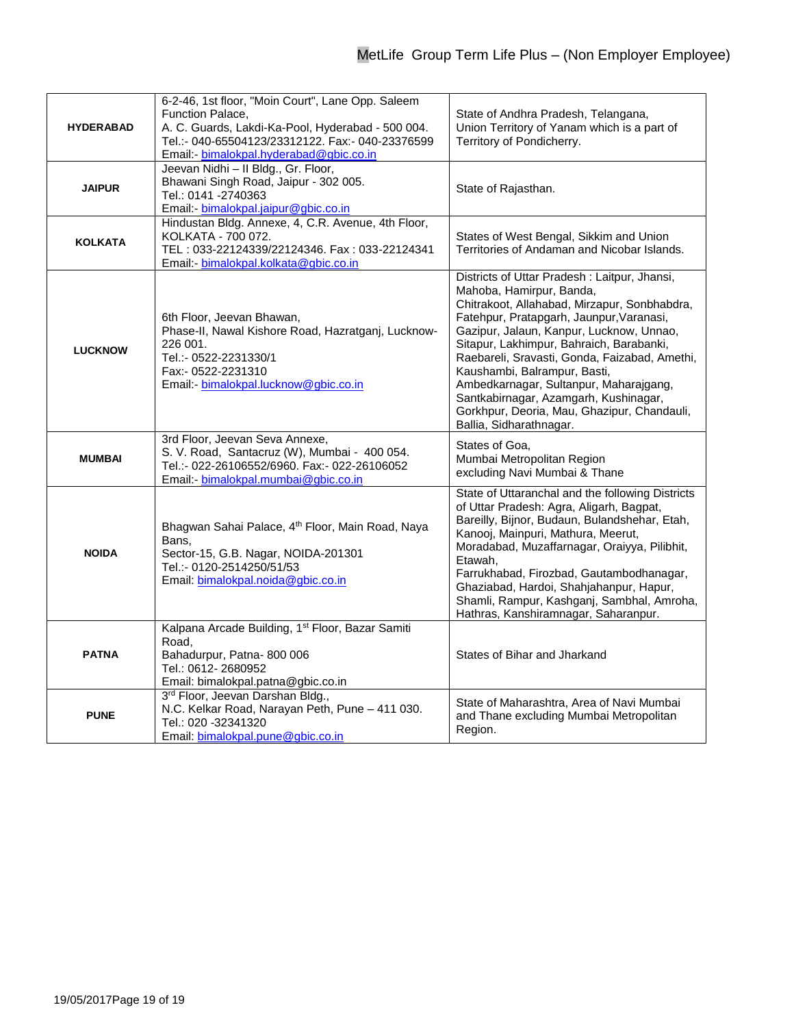| | | |
|---|---|---|
| **HYDERABAD** | 6-2-46, 1st floor, "Moin Court", Lane Opp. Saleem Function Palace,<br>A. C. Guards, Lakdi-Ka-Pool, Hyderabad - 500 004.<br>Tel.:- 040-65504123/23312122. Fax:- 040-23376599<br>Email:- bimalokpal.hyderabad@gbic.co.in | State of Andhra Pradesh, Telangana, Union Territory of Yanam which is a part of Territory of Pondicherry. |
| **JAIPUR** | Jeevan Nidhi – II Bldg., Gr. Floor,<br>Bhawani Singh Road, Jaipur - 302 005.<br>Tel.: 0141 -2740363<br>Email:- bimalokpal.jaipur@gbic.co.in | State of Rajasthan. |
| **KOLKATA** | Hindustan Bldg. Annexe, 4, C.R. Avenue, 4th Floor,<br>KOLKATA - 700 072.<br>TEL : 033-22124339/22124346. Fax : 033-22124341<br>Email:- bimalokpal.kolkata@gbic.co.in | States of West Bengal, Sikkim and Union Territories of Andaman and Nicobar Islands. |
| **LUCKNOW** | 6th Floor, Jeevan Bhawan,<br>Phase-II, Nawal Kishore Road, Hazratganj, Lucknow-226 001.<br>Tel.:- 0522-2231330/1<br>Fax:- 0522-2231310<br>Email:- bimalokpal.lucknow@gbic.co.in | Districts of Uttar Pradesh : Laitpur, Jhansi, Mahoba, Hamirpur, Banda, Chitrakoot, Allahabad, Mirzapur, Sonbhabdra, Fatehpur, Pratapgarh, Jaunpur,Varanasi, Gazipur, Jalaun, Kanpur, Lucknow, Unnao, Sitapur, Lakhimpur, Bahraich, Barabanki, Raebareli, Sravasti, Gonda, Faizabad, Amethi, Kaushambi, Balrampur, Basti, Ambedkarnagar, Sultanpur, Maharajgang, Santkabirnagar, Azamgarh, Kushinagar, Gorkhpur, Deoria, Mau, Ghazipur, Chandauli, Ballia, Sidharathnagar. |
| **MUMBAI** | 3rd Floor, Jeevan Seva Annexe,<br>S. V. Road, Santacruz (W), Mumbai - 400 054.<br>Tel.:- 022-26106552/6960. Fax:- 022-26106052<br>Email:- bimalokpal.mumbai@gbic.co.in | States of Goa,<br>Mumbai Metropolitan Region excluding Navi Mumbai & Thane |
| **NOIDA** | Bhagwan Sahai Palace, 4th Floor, Main Road, Naya Bans,<br>Sector-15, G.B. Nagar, NOIDA-201301<br>Tel.:- 0120-2514250/51/53<br>Email: bimalokpal.noida@gbic.co.in | State of Uttaranchal and the following Districts of Uttar Pradesh: Agra, Aligarh, Bagpat, Bareilly, Bijnor, Budaun, Bulandshehar, Etah, Kanooj, Mainpuri, Mathura, Meerut, Moradabad, Muzaffarnagar, Oraiyya, Pilibhit, Etawah,<br>Farrukhabad, Firozbad, Gautambodhanagar, Ghaziabad, Hardoi, Shahjahanpur, Hapur, Shamli, Rampur, Kashganj, Sambhal, Amroha, Hathras, Kanshiramnagar, Saharanpur. |
| **PATNA** | Kalpana Arcade Building, 1st Floor, Bazar Samiti Road,<br>Bahadurpur, Patna- 800 006<br>Tel.: 0612- 2680952<br>Email: bimalokpal.patna@gbic.co.in | States of Bihar and Jharkand |
| **PUNE** | 3rd Floor, Jeevan Darshan Bldg.,<br>N.C. Kelkar Road, Narayan Peth, Pune – 411 030.<br>Tel.: 020 -32341320<br>Email: bimalokpal.pune@gbic.co.in | State of Maharashtra, Area of Navi Mumbai and Thane excluding Mumbai Metropolitan Region. |